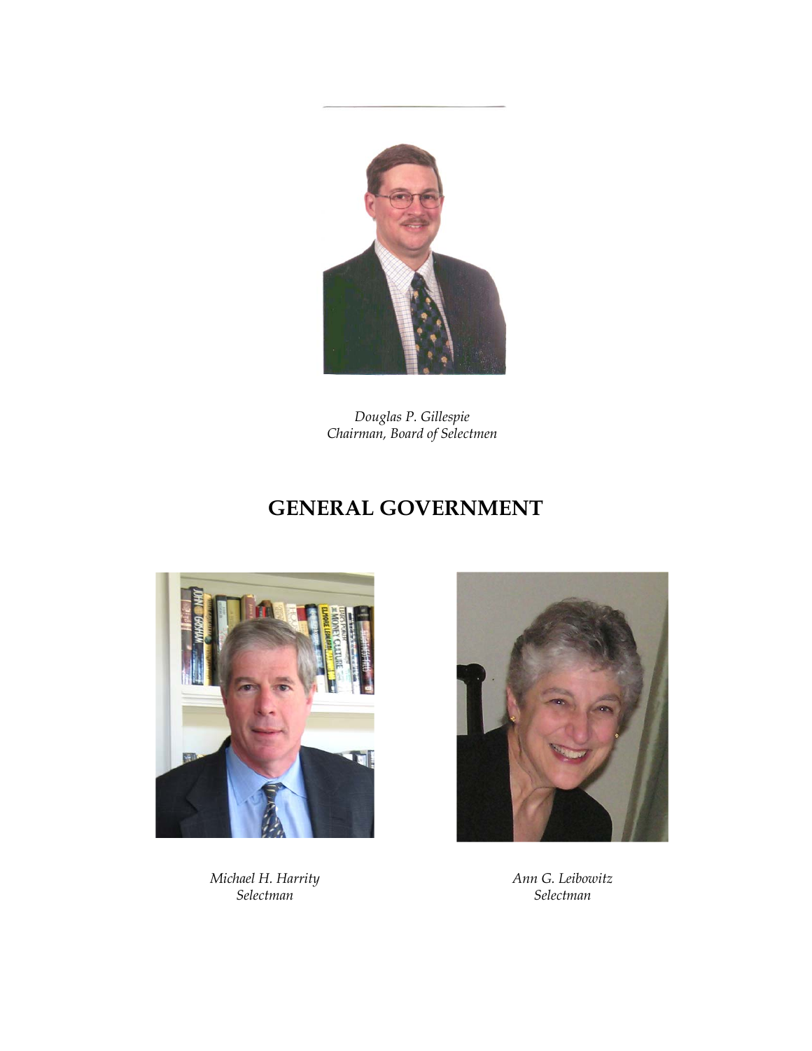*Douglas P. Gillespie*
*Chairman, Board of Selectmen*

# GENERAL GOVERNMENT

*Michael H. Harrity*
*Selectman*

*Ann G. Leibowitz*
*Selectman*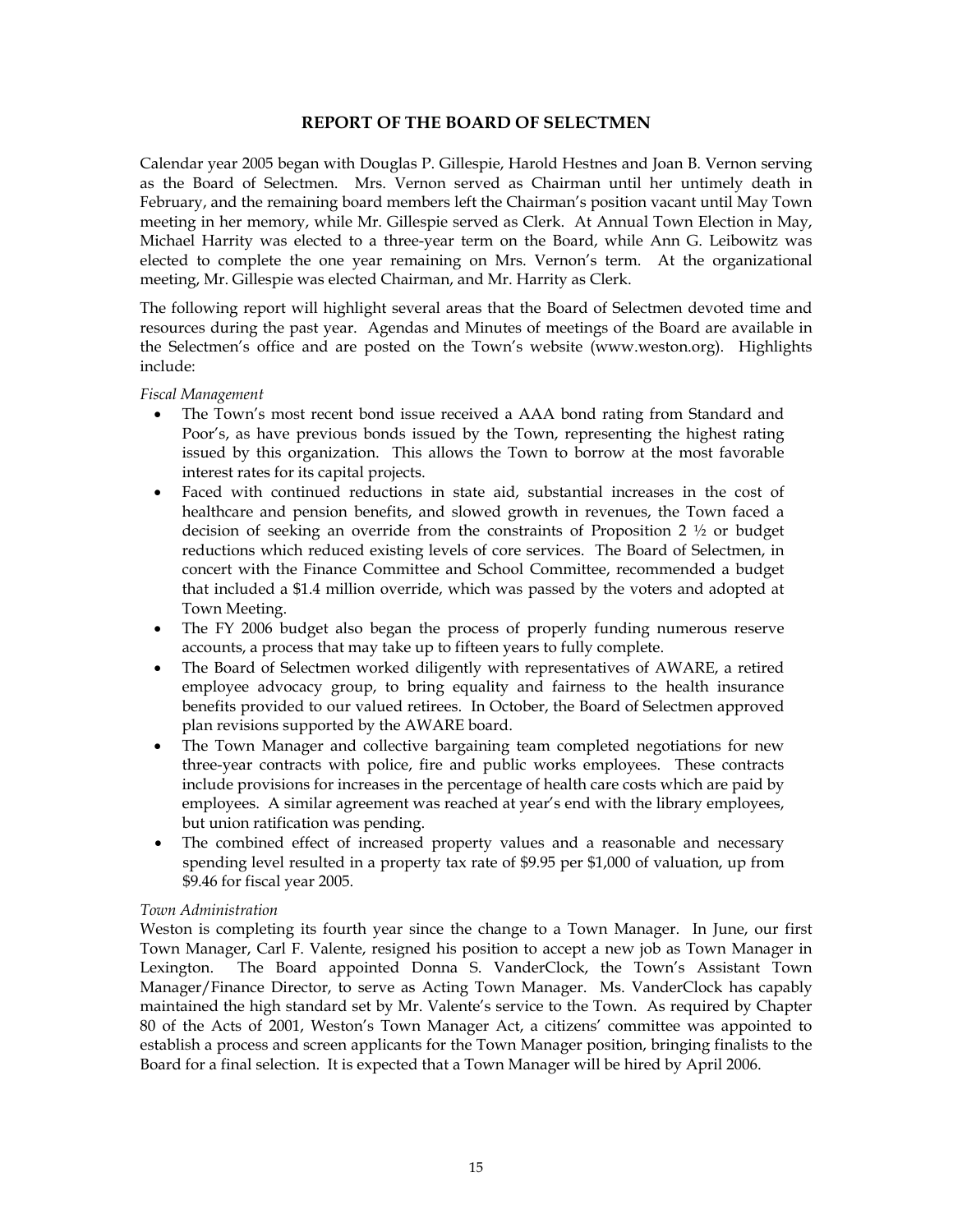## REPORT OF THE BOARD OF SELECTMEN

Calendar year 2005 began with Douglas P. Gillespie, Harold Hestnes and Joan B. Vernon serving as the Board of Selectmen. Mrs. Vernon served as Chairman until her untimely death in February, and the remaining board members left the Chairman's position vacant until May Town meeting in her memory, while Mr. Gillespie served as Clerk. At Annual Town Election in May, Michael Harrity was elected to a three-year term on the Board, while Ann G. Leibowitz was elected to complete the one year remaining on Mrs. Vernon's term. At the organizational meeting, Mr. Gillespie was elected Chairman, and Mr. Harrity as Clerk.

The following report will highlight several areas that the Board of Selectmen devoted time and resources during the past year. Agendas and Minutes of meetings of the Board are available in the Selectmen's office and are posted on the Town's website (www.weston.org). Highlights include:

*Fiscal Management*

- The Town's most recent bond issue received a AAA bond rating from Standard and Poor's, as have previous bonds issued by the Town, representing the highest rating issued by this organization. This allows the Town to borrow at the most favorable interest rates for its capital projects.
- Faced with continued reductions in state aid, substantial increases in the cost of healthcare and pension benefits, and slowed growth in revenues, the Town faced a decision of seeking an override from the constraints of Proposition 2 ½ or budget reductions which reduced existing levels of core services. The Board of Selectmen, in concert with the Finance Committee and School Committee, recommended a budget that included a $1.4 million override, which was passed by the voters and adopted at Town Meeting.
- The FY 2006 budget also began the process of properly funding numerous reserve accounts, a process that may take up to fifteen years to fully complete.
- The Board of Selectmen worked diligently with representatives of AWARE, a retired employee advocacy group, to bring equality and fairness to the health insurance benefits provided to our valued retirees. In October, the Board of Selectmen approved plan revisions supported by the AWARE board.
- The Town Manager and collective bargaining team completed negotiations for new three-year contracts with police, fire and public works employees. These contracts include provisions for increases in the percentage of health care costs which are paid by employees. A similar agreement was reached at year's end with the library employees, but union ratification was pending.
- The combined effect of increased property values and a reasonable and necessary spending level resulted in a property tax rate of $9.95 per $1,000 of valuation, up from $9.46 for fiscal year 2005.

*Town Administration*

Weston is completing its fourth year since the change to a Town Manager. In June, our first Town Manager, Carl F. Valente, resigned his position to accept a new job as Town Manager in Lexington. The Board appointed Donna S. VanderClock, the Town's Assistant Town Manager/Finance Director, to serve as Acting Town Manager. Ms. VanderClock has capably maintained the high standard set by Mr. Valente's service to the Town. As required by Chapter 80 of the Acts of 2001, Weston's Town Manager Act, a citizens' committee was appointed to establish a process and screen applicants for the Town Manager position, bringing finalists to the Board for a final selection. It is expected that a Town Manager will be hired by April 2006.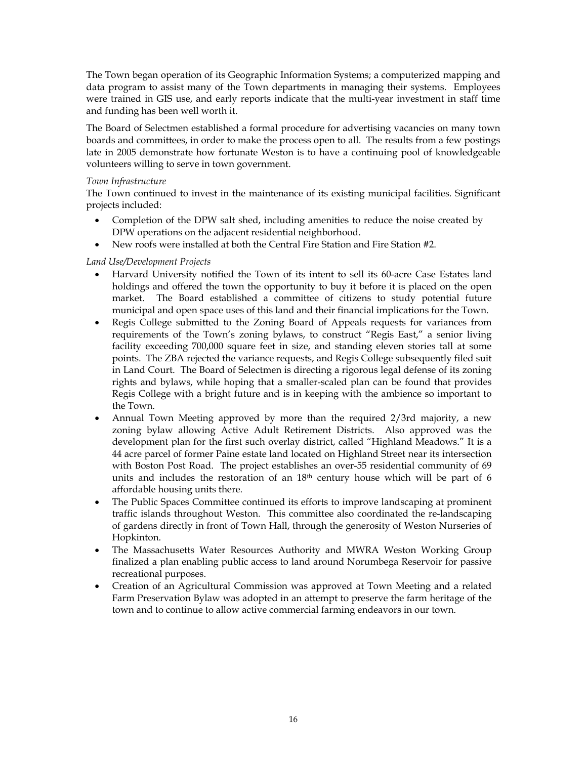The Town began operation of its Geographic Information Systems; a computerized mapping and data program to assist many of the Town departments in managing their systems. Employees were trained in GIS use, and early reports indicate that the multi-year investment in staff time and funding has been well worth it.

The Board of Selectmen established a formal procedure for advertising vacancies on many town boards and committees, in order to make the process open to all. The results from a few postings late in 2005 demonstrate how fortunate Weston is to have a continuing pool of knowledgeable volunteers willing to serve in town government.

*Town Infrastructure*

The Town continued to invest in the maintenance of its existing municipal facilities. Significant projects included:

- Completion of the DPW salt shed, including amenities to reduce the noise created by DPW operations on the adjacent residential neighborhood.
- New roofs were installed at both the Central Fire Station and Fire Station #2.

*Land Use/Development Projects*

- Harvard University notified the Town of its intent to sell its 60-acre Case Estates land holdings and offered the town the opportunity to buy it before it is placed on the open market. The Board established a committee of citizens to study potential future municipal and open space uses of this land and their financial implications for the Town.
- Regis College submitted to the Zoning Board of Appeals requests for variances from requirements of the Town's zoning bylaws, to construct "Regis East," a senior living facility exceeding 700,000 square feet in size, and standing eleven stories tall at some points. The ZBA rejected the variance requests, and Regis College subsequently filed suit in Land Court. The Board of Selectmen is directing a rigorous legal defense of its zoning rights and bylaws, while hoping that a smaller-scaled plan can be found that provides Regis College with a bright future and is in keeping with the ambience so important to the Town.
- Annual Town Meeting approved by more than the required 2/3rd majority, a new zoning bylaw allowing Active Adult Retirement Districts. Also approved was the development plan for the first such overlay district, called "Highland Meadows." It is a 44 acre parcel of former Paine estate land located on Highland Street near its intersection with Boston Post Road. The project establishes an over-55 residential community of 69 units and includes the restoration of an 18th century house which will be part of 6 affordable housing units there.
- The Public Spaces Committee continued its efforts to improve landscaping at prominent traffic islands throughout Weston. This committee also coordinated the re-landscaping of gardens directly in front of Town Hall, through the generosity of Weston Nurseries of Hopkinton.
- The Massachusetts Water Resources Authority and MWRA Weston Working Group finalized a plan enabling public access to land around Norumbega Reservoir for passive recreational purposes.
- Creation of an Agricultural Commission was approved at Town Meeting and a related Farm Preservation Bylaw was adopted in an attempt to preserve the farm heritage of the town and to continue to allow active commercial farming endeavors in our town.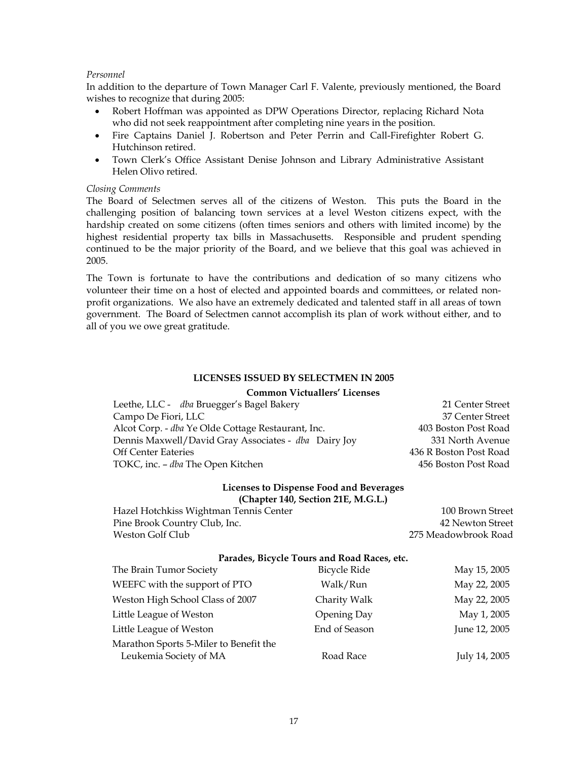*Personnel*

In addition to the departure of Town Manager Carl F. Valente, previously mentioned, the Board wishes to recognize that during 2005:

- Robert Hoffman was appointed as DPW Operations Director, replacing Richard Nota who did not seek reappointment after completing nine years in the position.
- Fire Captains Daniel J. Robertson and Peter Perrin and Call-Firefighter Robert G. Hutchinson retired.
- Town Clerk's Office Assistant Denise Johnson and Library Administrative Assistant Helen Olivo retired.

*Closing Comments*

The Board of Selectmen serves all of the citizens of Weston. This puts the Board in the challenging position of balancing town services at a level Weston citizens expect, with the hardship created on some citizens (often times seniors and others with limited income) by the highest residential property tax bills in Massachusetts. Responsible and prudent spending continued to be the major priority of the Board, and we believe that this goal was achieved in 2005.

The Town is fortunate to have the contributions and dedication of so many citizens who volunteer their time on a host of elected and appointed boards and committees, or related non-profit organizations. We also have an extremely dedicated and talented staff in all areas of town government. The Board of Selectmen cannot accomplish its plan of work without either, and to all of you we owe great gratitude.

## LICENSES ISSUED BY SELECTMEN IN 2005

### Common Victuallers' Licenses

| | |
|---|---|
| Leethe, LLC - *dba* Bruegger's Bagel Bakery | 21 Center Street |
| Campo De Fiori, LLC | 37 Center Street |
| Alcot Corp. - *dba* Ye Olde Cottage Restaurant, Inc. | 403 Boston Post Road |
| Dennis Maxwell/David Gray Associates - *dba* Dairy Joy | 331 North Avenue |
| Off Center Eateries | 436 R Boston Post Road |
| TOKC, inc. – *dba* The Open Kitchen | 456 Boston Post Road |

### Licenses to Dispense Food and Beverages (Chapter 140, Section 21E, M.G.L.)

| | |
|---|---|
| Hazel Hotchkiss Wightman Tennis Center | 100 Brown Street |
| Pine Brook Country Club, Inc. | 42 Newton Street |
| Weston Golf Club | 275 Meadowbrook Road |

### Parades, Bicycle Tours and Road Races, etc.

| | | |
|---|---|---|
| The Brain Tumor Society | Bicycle Ride | May 15, 2005 |
| WEEFC with the support of PTO | Walk/Run | May 22, 2005 |
| Weston High School Class of 2007 | Charity Walk | May 22, 2005 |
| Little League of Weston | Opening Day | May 1, 2005 |
| Little League of Weston | End of Season | June 12, 2005 |
| Marathon Sports 5-Miler to Benefit the Leukemia Society of MA | Road Race | July 14, 2005 |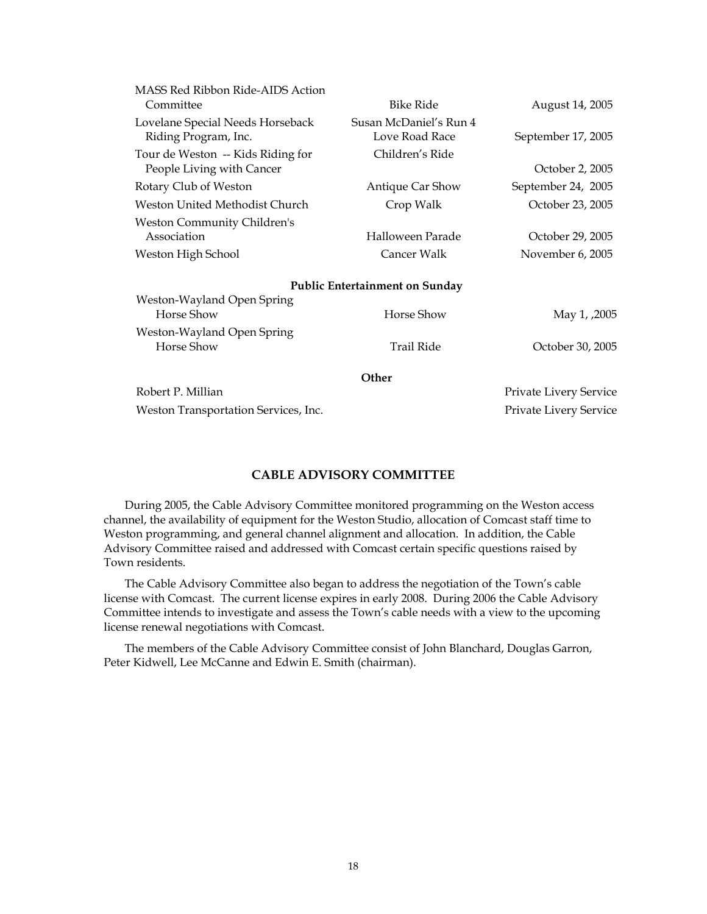| | | |
|---|---|---|
| MASS Red Ribbon Ride-AIDS Action Committee | Bike Ride | August 14, 2005 |
| Lovelane Special Needs Horseback Riding Program, Inc. | Susan McDaniel's Run 4 Love Road Race | September 17, 2005 |
| Tour de Weston -- Kids Riding for People Living with Cancer | Children's Ride | October 2, 2005 |
| Rotary Club of Weston | Antique Car Show | September 24, 2005 |
| Weston United Methodist Church | Crop Walk | October 23, 2005 |
| Weston Community Children's Association | Halloween Parade | October 29, 2005 |
| Weston High School | Cancer Walk | November 6, 2005 |

**Public Entertainment on Sunday**

| | | |
|---|---|---|
| Weston-Wayland Open Spring Horse Show | Horse Show | May 1, ,2005 |
| Weston-Wayland Open Spring Horse Show | Trail Ride | October 30, 2005 |

**Other**

| | |
|---|---|
| Robert P. Millian | Private Livery Service |
| Weston Transportation Services, Inc. | Private Livery Service |

## CABLE ADVISORY COMMITTEE

During 2005, the Cable Advisory Committee monitored programming on the Weston access channel, the availability of equipment for the Weston Studio, allocation of Comcast staff time to Weston programming, and general channel alignment and allocation. In addition, the Cable Advisory Committee raised and addressed with Comcast certain specific questions raised by Town residents.

The Cable Advisory Committee also began to address the negotiation of the Town's cable license with Comcast. The current license expires in early 2008. During 2006 the Cable Advisory Committee intends to investigate and assess the Town's cable needs with a view to the upcoming license renewal negotiations with Comcast.

The members of the Cable Advisory Committee consist of John Blanchard, Douglas Garron, Peter Kidwell, Lee McCanne and Edwin E. Smith (chairman).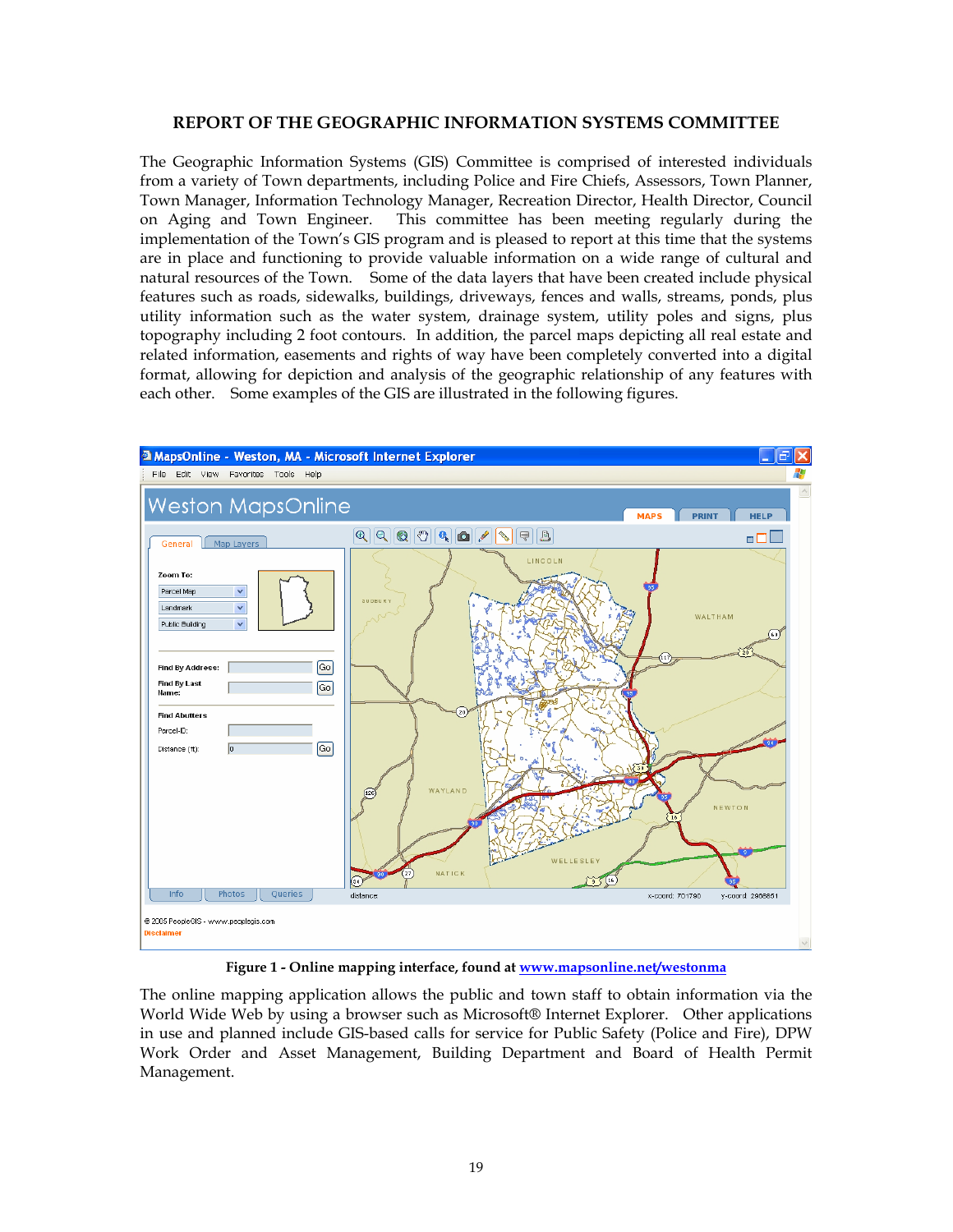## REPORT OF THE GEOGRAPHIC INFORMATION SYSTEMS COMMITTEE

The Geographic Information Systems (GIS) Committee is comprised of interested individuals from a variety of Town departments, including Police and Fire Chiefs, Assessors, Town Planner, Town Manager, Information Technology Manager, Recreation Director, Health Director, Council on Aging and Town Engineer. This committee has been meeting regularly during the implementation of the Town's GIS program and is pleased to report at this time that the systems are in place and functioning to provide valuable information on a wide range of cultural and natural resources of the Town. Some of the data layers that have been created include physical features such as roads, sidewalks, buildings, driveways, fences and walls, streams, ponds, plus utility information such as the water system, drainage system, utility poles and signs, plus topography including 2 foot contours. In addition, the parcel maps depicting all real estate and related information, easements and rights of way have been completely converted into a digital format, allowing for depiction and analysis of the geographic relationship of any features with each other. Some examples of the GIS are illustrated in the following figures.

**Figure 1 - Online mapping interface, found at [www.mapsonline.net/westonma](www.mapsonline.net/westonma)**

The online mapping application allows the public and town staff to obtain information via the World Wide Web by using a browser such as Microsoft® Internet Explorer. Other applications in use and planned include GIS-based calls for service for Public Safety (Police and Fire), DPW Work Order and Asset Management, Building Department and Board of Health Permit Management.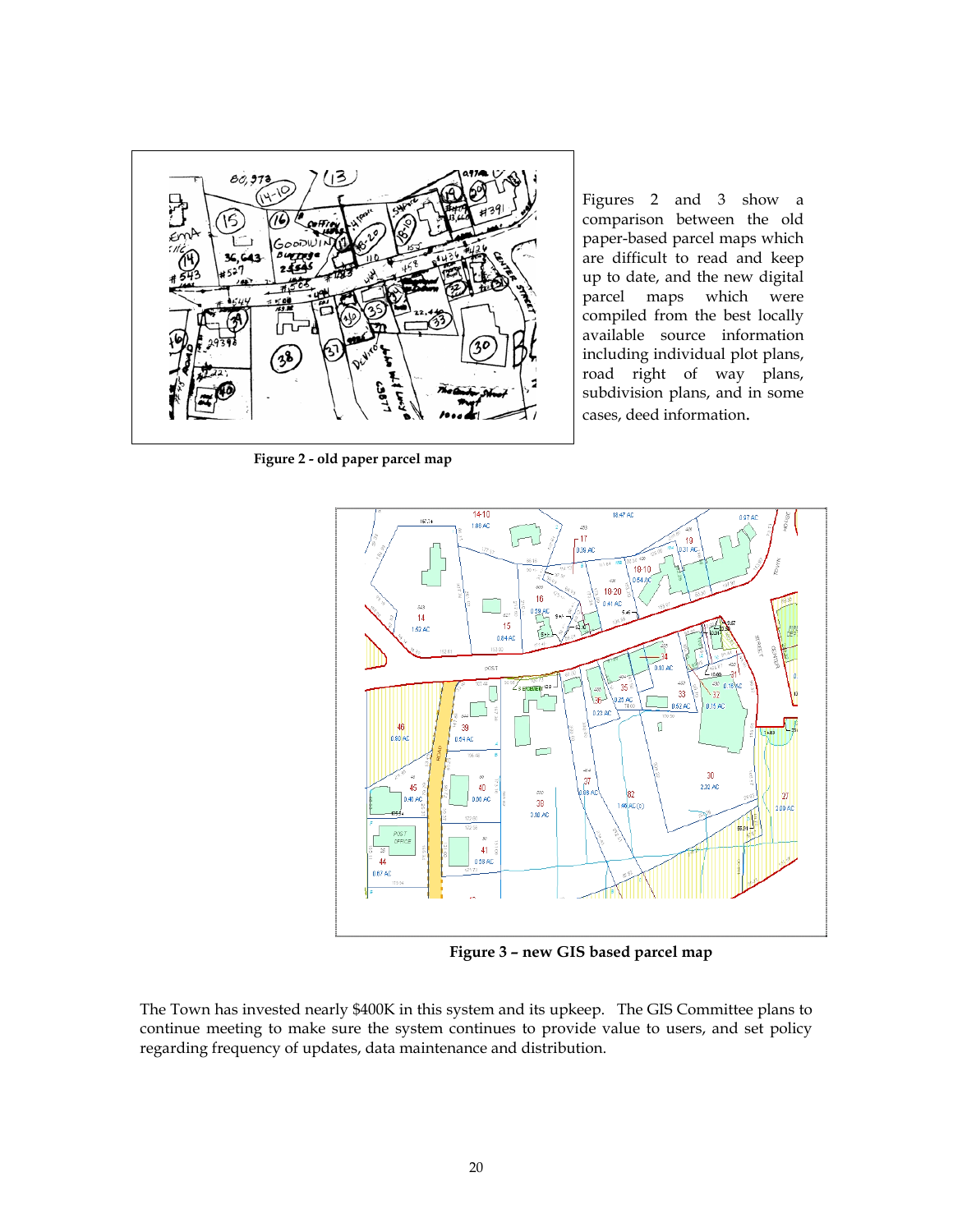Figures 2 and 3 show a comparison between the old paper-based parcel maps which are difficult to read and keep up to date, and the new digital parcel maps which were compiled from the best locally available source information including individual plot plans, road right of way plans, subdivision plans, and in some cases, deed information.

**Figure 2 - old paper parcel map**

**Figure 3 – new GIS based parcel map**

The Town has invested nearly $400K in this system and its upkeep. The GIS Committee plans to continue meeting to make sure the system continues to provide value to users, and set policy regarding frequency of updates, data maintenance and distribution.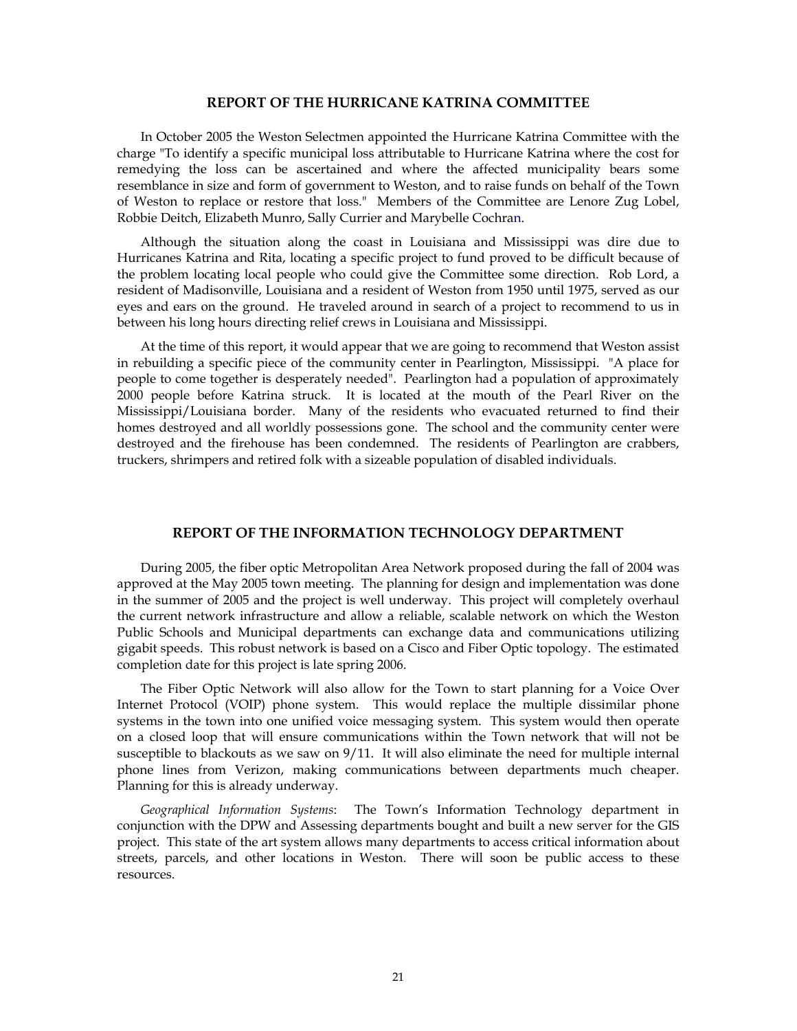## REPORT OF THE HURRICANE KATRINA COMMITTEE

In October 2005 the Weston Selectmen appointed the Hurricane Katrina Committee with the charge "To identify a specific municipal loss attributable to Hurricane Katrina where the cost for remedying the loss can be ascertained and where the affected municipality bears some resemblance in size and form of government to Weston, and to raise funds on behalf of the Town of Weston to replace or restore that loss." Members of the Committee are Lenore Zug Lobel, Robbie Deitch, Elizabeth Munro, Sally Currier and Marybelle Cochran.

Although the situation along the coast in Louisiana and Mississippi was dire due to Hurricanes Katrina and Rita, locating a specific project to fund proved to be difficult because of the problem locating local people who could give the Committee some direction. Rob Lord, a resident of Madisonville, Louisiana and a resident of Weston from 1950 until 1975, served as our eyes and ears on the ground. He traveled around in search of a project to recommend to us in between his long hours directing relief crews in Louisiana and Mississippi.

At the time of this report, it would appear that we are going to recommend that Weston assist in rebuilding a specific piece of the community center in Pearlington, Mississippi. "A place for people to come together is desperately needed". Pearlington had a population of approximately 2000 people before Katrina struck. It is located at the mouth of the Pearl River on the Mississippi/Louisiana border. Many of the residents who evacuated returned to find their homes destroyed and all worldly possessions gone. The school and the community center were destroyed and the firehouse has been condemned. The residents of Pearlington are crabbers, truckers, shrimpers and retired folk with a sizeable population of disabled individuals.

## REPORT OF THE INFORMATION TECHNOLOGY DEPARTMENT

During 2005, the fiber optic Metropolitan Area Network proposed during the fall of 2004 was approved at the May 2005 town meeting. The planning for design and implementation was done in the summer of 2005 and the project is well underway. This project will completely overhaul the current network infrastructure and allow a reliable, scalable network on which the Weston Public Schools and Municipal departments can exchange data and communications utilizing gigabit speeds. This robust network is based on a Cisco and Fiber Optic topology. The estimated completion date for this project is late spring 2006.

The Fiber Optic Network will also allow for the Town to start planning for a Voice Over Internet Protocol (VOIP) phone system. This would replace the multiple dissimilar phone systems in the town into one unified voice messaging system. This system would then operate on a closed loop that will ensure communications within the Town network that will not be susceptible to blackouts as we saw on 9/11. It will also eliminate the need for multiple internal phone lines from Verizon, making communications between departments much cheaper. Planning for this is already underway.

*Geographical Information Systems*: The Town's Information Technology department in conjunction with the DPW and Assessing departments bought and built a new server for the GIS project. This state of the art system allows many departments to access critical information about streets, parcels, and other locations in Weston. There will soon be public access to these resources.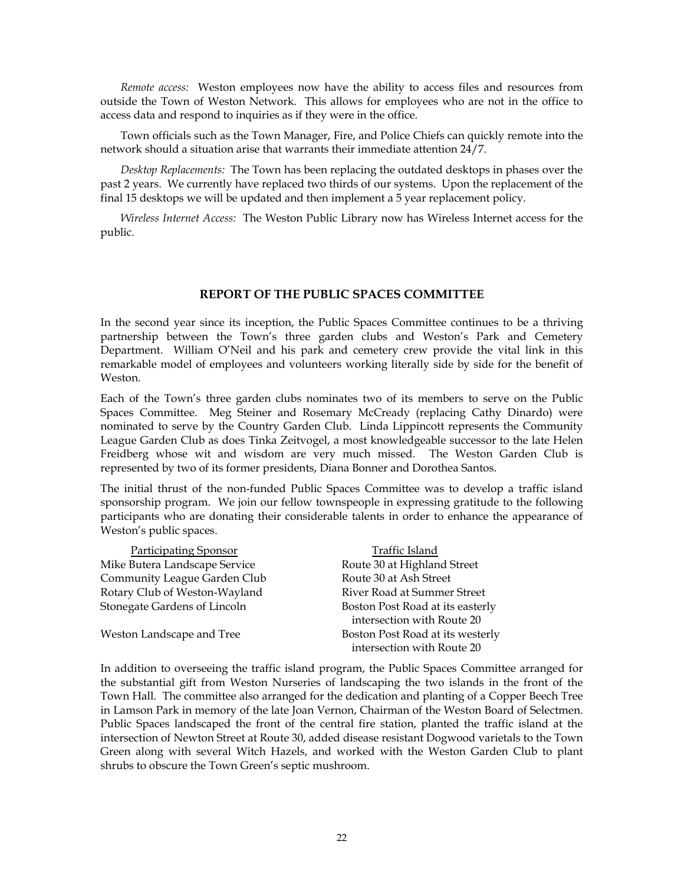*Remote access:* Weston employees now have the ability to access files and resources from outside the Town of Weston Network. This allows for employees who are not in the office to access data and respond to inquiries as if they were in the office.

Town officials such as the Town Manager, Fire, and Police Chiefs can quickly remote into the network should a situation arise that warrants their immediate attention 24/7.

*Desktop Replacements:* The Town has been replacing the outdated desktops in phases over the past 2 years. We currently have replaced two thirds of our systems. Upon the replacement of the final 15 desktops we will be updated and then implement a 5 year replacement policy.

*Wireless Internet Access:* The Weston Public Library now has Wireless Internet access for the public.

## REPORT OF THE PUBLIC SPACES COMMITTEE

In the second year since its inception, the Public Spaces Committee continues to be a thriving partnership between the Town's three garden clubs and Weston's Park and Cemetery Department. William O'Neil and his park and cemetery crew provide the vital link in this remarkable model of employees and volunteers working literally side by side for the benefit of Weston.

Each of the Town's three garden clubs nominates two of its members to serve on the Public Spaces Committee. Meg Steiner and Rosemary McCready (replacing Cathy Dinardo) were nominated to serve by the Country Garden Club. Linda Lippincott represents the Community League Garden Club as does Tinka Zeitvogel, a most knowledgeable successor to the late Helen Freidberg whose wit and wisdom are very much missed. The Weston Garden Club is represented by two of its former presidents, Diana Bonner and Dorothea Santos.

The initial thrust of the non-funded Public Spaces Committee was to develop a traffic island sponsorship program. We join our fellow townspeople in expressing gratitude to the following participants who are donating their considerable talents in order to enhance the appearance of Weston's public spaces.

| Participating Sponsor | Traffic Island |
|---|---|
| Mike Butera Landscape Service | Route 30 at Highland Street |
| Community League Garden Club | Route 30 at Ash Street |
| Rotary Club of Weston-Wayland | River Road at Summer Street |
| Stonegate Gardens of Lincoln | Boston Post Road at its easterly intersection with Route 20 |
| Weston Landscape and Tree | Boston Post Road at its westerly intersection with Route 20 |

In addition to overseeing the traffic island program, the Public Spaces Committee arranged for the substantial gift from Weston Nurseries of landscaping the two islands in the front of the Town Hall. The committee also arranged for the dedication and planting of a Copper Beech Tree in Lamson Park in memory of the late Joan Vernon, Chairman of the Weston Board of Selectmen. Public Spaces landscaped the front of the central fire station, planted the traffic island at the intersection of Newton Street at Route 30, added disease resistant Dogwood varietals to the Town Green along with several Witch Hazels, and worked with the Weston Garden Club to plant shrubs to obscure the Town Green's septic mushroom.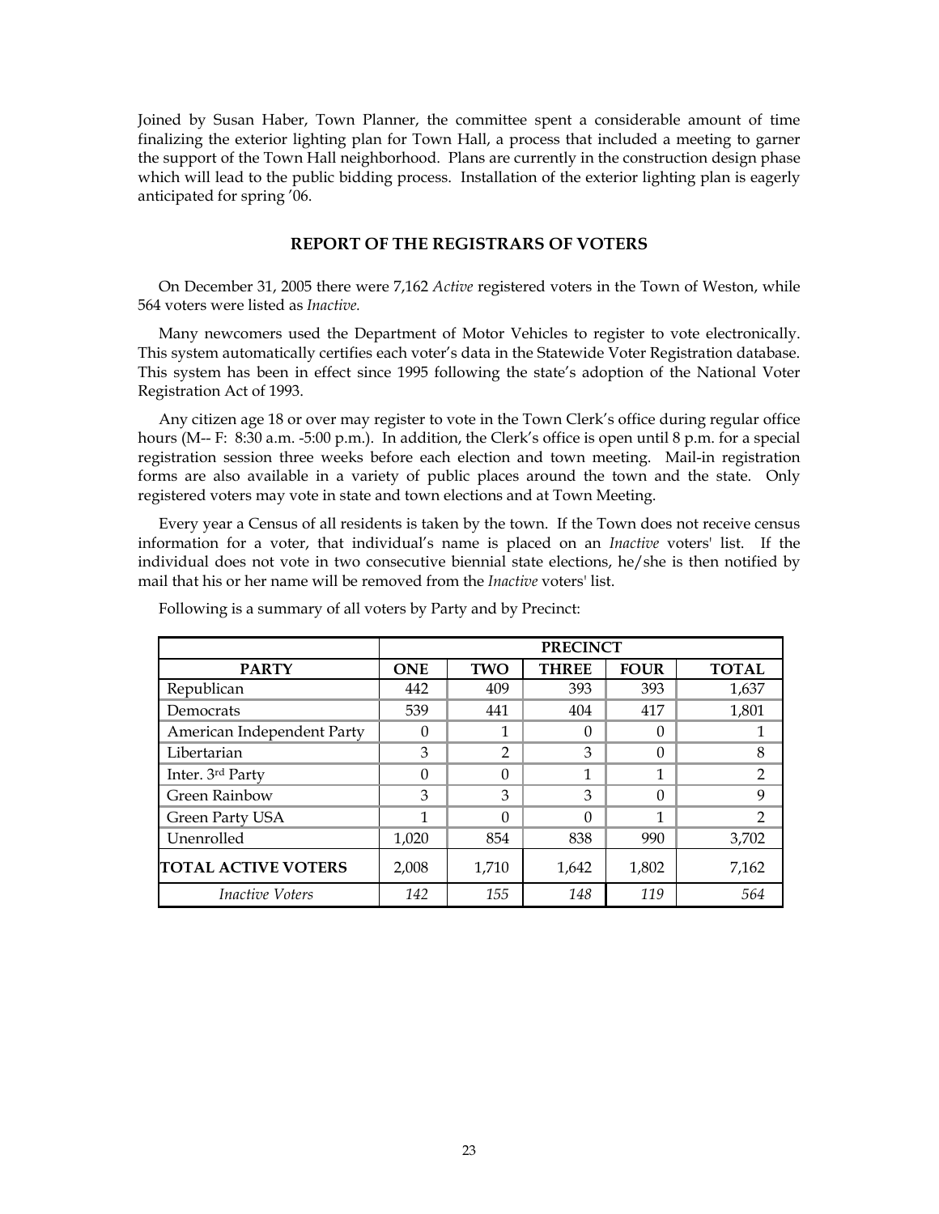Joined by Susan Haber, Town Planner, the committee spent a considerable amount of time finalizing the exterior lighting plan for Town Hall, a process that included a meeting to garner the support of the Town Hall neighborhood. Plans are currently in the construction design phase which will lead to the public bidding process. Installation of the exterior lighting plan is eagerly anticipated for spring '06.

## REPORT OF THE REGISTRARS OF VOTERS

On December 31, 2005 there were 7,162 *Active* registered voters in the Town of Weston, while 564 voters were listed as *Inactive.*

Many newcomers used the Department of Motor Vehicles to register to vote electronically. This system automatically certifies each voter's data in the Statewide Voter Registration database. This system has been in effect since 1995 following the state's adoption of the National Voter Registration Act of 1993.

Any citizen age 18 or over may register to vote in the Town Clerk's office during regular office hours (M-- F: 8:30 a.m. -5:00 p.m.). In addition, the Clerk's office is open until 8 p.m. for a special registration session three weeks before each election and town meeting. Mail-in registration forms are also available in a variety of public places around the town and the state. Only registered voters may vote in state and town elections and at Town Meeting.

Every year a Census of all residents is taken by the town. If the Town does not receive census information for a voter, that individual's name is placed on an *Inactive* voters' list. If the individual does not vote in two consecutive biennial state elections, he/she is then notified by mail that his or her name will be removed from the *Inactive* voters' list.

Following is a summary of all voters by Party and by Precinct:

| | PRECINCT | | | | |
|---|---|---|---|---|---|
| **PARTY** | **ONE** | **TWO** | **THREE** | **FOUR** | **TOTAL** |
| Republican | 442 | 409 | 393 | 393 | 1,637 |
| Democrats | 539 | 441 | 404 | 417 | 1,801 |
| American Independent Party | 0 | 1 | 0 | 0 | 1 |
| Libertarian | 3 | 2 | 3 | 0 | 8 |
| Inter. 3rd Party | 0 | 0 | 1 | 1 | 2 |
| Green Rainbow | 3 | 3 | 3 | 0 | 9 |
| Green Party USA | 1 | 0 | 0 | 1 | 2 |
| Unenrolled | 1,020 | 854 | 838 | 990 | 3,702 |
| **TOTAL ACTIVE VOTERS** | 2,008 | 1,710 | 1,642 | 1,802 | 7,162 |
| *Inactive Voters* | *142* | *155* | *148* | *119* | *564* |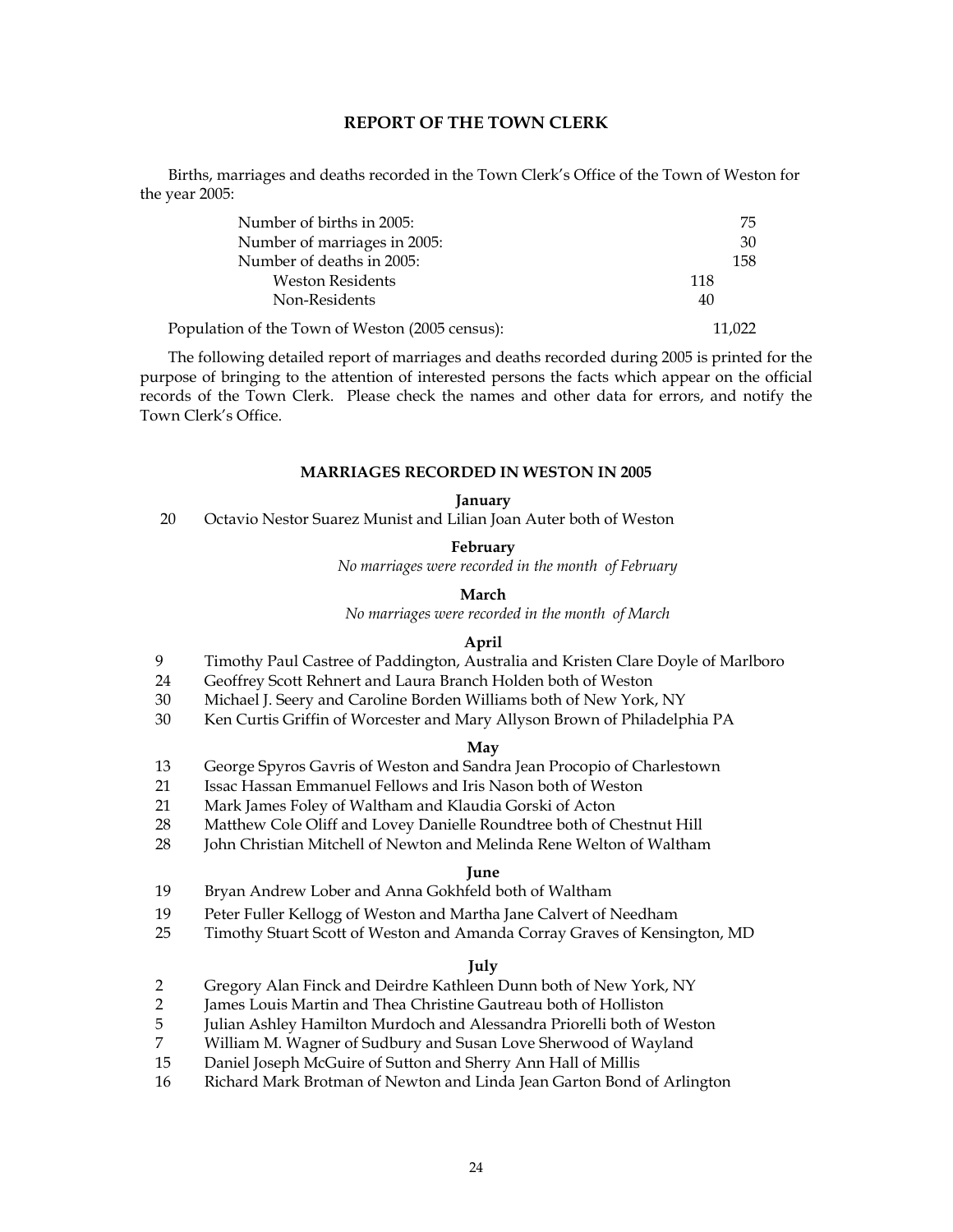## REPORT OF THE TOWN CLERK

Births, marriages and deaths recorded in the Town Clerk's Office of the Town of Weston for the year 2005:

| | | |
|---|---|---|
| Number of births in 2005: | | 75 |
| Number of marriages in 2005: | | 30 |
| Number of deaths in 2005: | | 158 |
| Weston Residents | 118 | |
| Non-Residents | 40 | |
| Population of the Town of Weston (2005 census): | | 11,022 |

The following detailed report of marriages and deaths recorded during 2005 is printed for the purpose of bringing to the attention of interested persons the facts which appear on the official records of the Town Clerk. Please check the names and other data for errors, and notify the Town Clerk's Office.

### MARRIAGES RECORDED IN WESTON IN 2005

**January**

20 Octavio Nestor Suarez Munist and Lilian Joan Auter both of Weston

**February**

*No marriages were recorded in the month of February*

**March**

*No marriages were recorded in the month of March*

**April**

9 Timothy Paul Castree of Paddington, Australia and Kristen Clare Doyle of Marlboro
24 Geoffrey Scott Rehnert and Laura Branch Holden both of Weston
30 Michael J. Seery and Caroline Borden Williams both of New York, NY
30 Ken Curtis Griffin of Worcester and Mary Allyson Brown of Philadelphia PA

**May**

13 George Spyros Gavris of Weston and Sandra Jean Procopio of Charlestown
21 Issac Hassan Emmanuel Fellows and Iris Nason both of Weston
21 Mark James Foley of Waltham and Klaudia Gorski of Acton
28 Matthew Cole Oliff and Lovey Danielle Roundtree both of Chestnut Hill
28 John Christian Mitchell of Newton and Melinda Rene Welton of Waltham

**June**

19 Bryan Andrew Lober and Anna Gokhfeld both of Waltham
19 Peter Fuller Kellogg of Weston and Martha Jane Calvert of Needham
25 Timothy Stuart Scott of Weston and Amanda Corray Graves of Kensington, MD

**July**

2 Gregory Alan Finck and Deirdre Kathleen Dunn both of New York, NY
2 James Louis Martin and Thea Christine Gautreau both of Holliston
5 Julian Ashley Hamilton Murdoch and Alessandra Priorelli both of Weston
7 William M. Wagner of Sudbury and Susan Love Sherwood of Wayland
15 Daniel Joseph McGuire of Sutton and Sherry Ann Hall of Millis
16 Richard Mark Brotman of Newton and Linda Jean Garton Bond of Arlington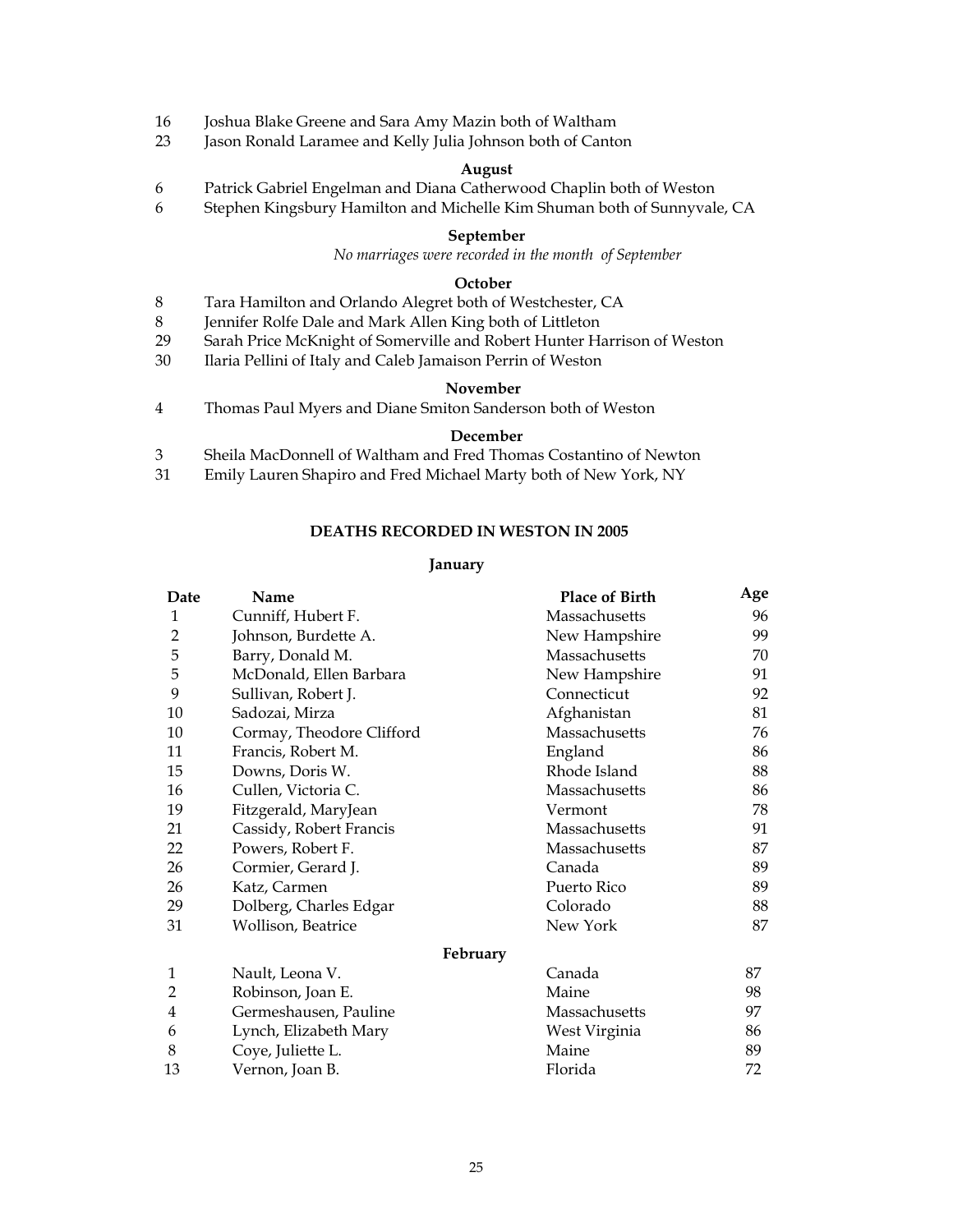16 Joshua Blake Greene and Sara Amy Mazin both of Waltham
23 Jason Ronald Laramee and Kelly Julia Johnson both of Canton

**August**

6 Patrick Gabriel Engelman and Diana Catherwood Chaplin both of Weston
6 Stephen Kingsbury Hamilton and Michelle Kim Shuman both of Sunnyvale, CA

**September**

*No marriages were recorded in the month of September*

**October**

8 Tara Hamilton and Orlando Alegret both of Westchester, CA
8 Jennifer Rolfe Dale and Mark Allen King both of Littleton
29 Sarah Price McKnight of Somerville and Robert Hunter Harrison of Weston
30 Ilaria Pellini of Italy and Caleb Jamaison Perrin of Weston

**November**

4 Thomas Paul Myers and Diane Smiton Sanderson both of Weston

**December**

3 Sheila MacDonnell of Waltham and Fred Thomas Costantino of Newton
31 Emily Lauren Shapiro and Fred Michael Marty both of New York, NY

## DEATHS RECORDED IN WESTON IN 2005

**January**

| Date | Name | Place of Birth | Age |
|---|---|---|---|
| 1 | Cunniff, Hubert F. | Massachusetts | 96 |
| 2 | Johnson, Burdette A. | New Hampshire | 99 |
| 5 | Barry, Donald M. | Massachusetts | 70 |
| 5 | McDonald, Ellen Barbara | New Hampshire | 91 |
| 9 | Sullivan, Robert J. | Connecticut | 92 |
| 10 | Sadozai, Mirza | Afghanistan | 81 |
| 10 | Cormay, Theodore Clifford | Massachusetts | 76 |
| 11 | Francis, Robert M. | England | 86 |
| 15 | Downs, Doris W. | Rhode Island | 88 |
| 16 | Cullen, Victoria C. | Massachusetts | 86 |
| 19 | Fitzgerald, MaryJean | Vermont | 78 |
| 21 | Cassidy, Robert Francis | Massachusetts | 91 |
| 22 | Powers, Robert F. | Massachusetts | 87 |
| 26 | Cormier, Gerard J. | Canada | 89 |
| 26 | Katz, Carmen | Puerto Rico | 89 |
| 29 | Dolberg, Charles Edgar | Colorado | 88 |
| 31 | Wollison, Beatrice | New York | 87 |
| | **February** | | |
| 1 | Nault, Leona V. | Canada | 87 |
| 2 | Robinson, Joan E. | Maine | 98 |
| 4 | Germeshausen, Pauline | Massachusetts | 97 |
| 6 | Lynch, Elizabeth Mary | West Virginia | 86 |
| 8 | Coye, Juliette L. | Maine | 89 |
| 13 | Vernon, Joan B. | Florida | 72 |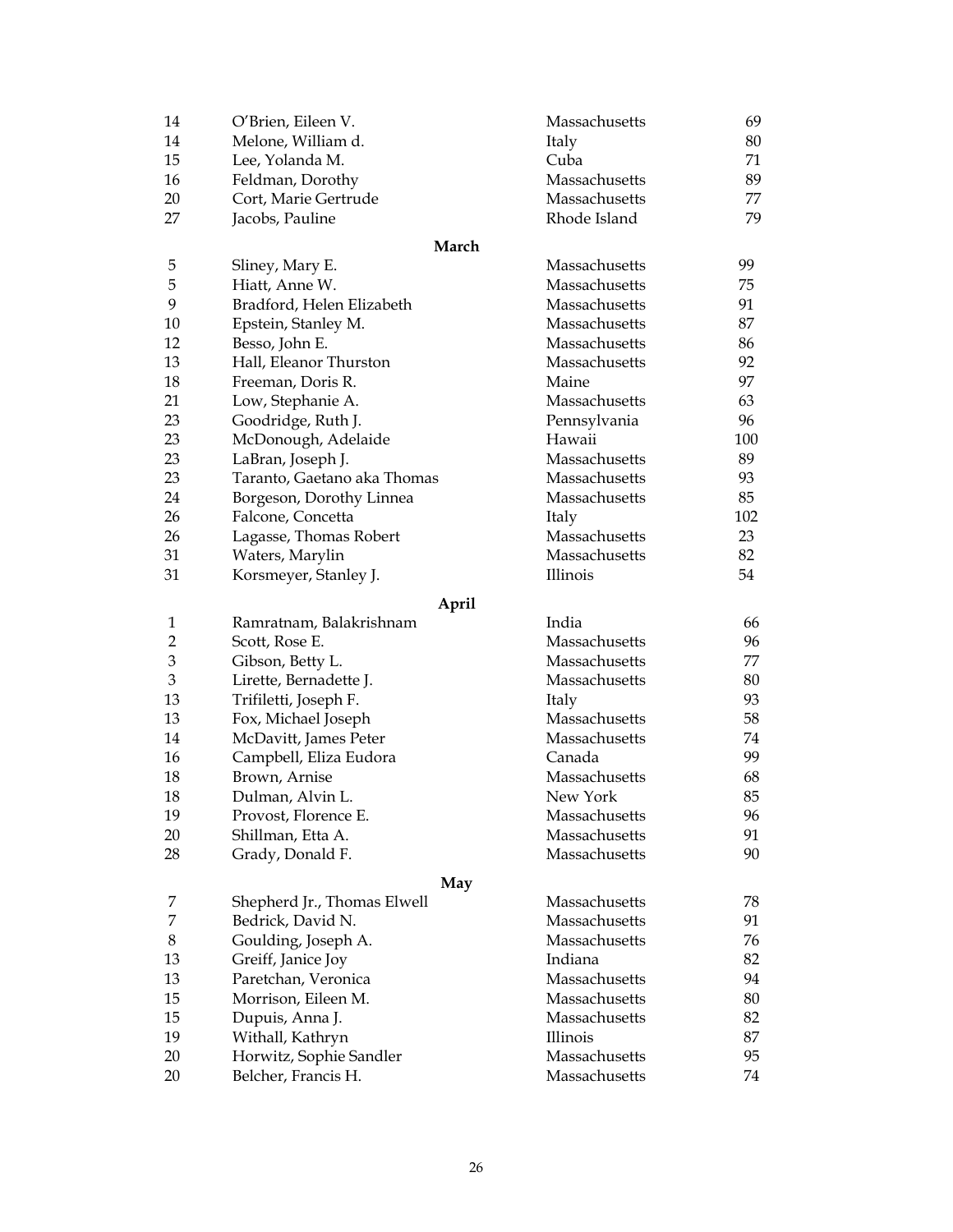| | | | |
|---|---|---|---|
| 14 | O'Brien, Eileen V. | Massachusetts | 69 |
| 14 | Melone, William d. | Italy | 80 |
| 15 | Lee, Yolanda M. | Cuba | 71 |
| 16 | Feldman, Dorothy | Massachusetts | 89 |
| 20 | Cort, Marie Gertrude | Massachusetts | 77 |
| 27 | Jacobs, Pauline | Rhode Island | 79 |

**March**

| | | | |
|---|---|---|---|
| 5 | Sliney, Mary E. | Massachusetts | 99 |
| 5 | Hiatt, Anne W. | Massachusetts | 75 |
| 9 | Bradford, Helen Elizabeth | Massachusetts | 91 |
| 10 | Epstein, Stanley M. | Massachusetts | 87 |
| 12 | Besso, John E. | Massachusetts | 86 |
| 13 | Hall, Eleanor Thurston | Massachusetts | 92 |
| 18 | Freeman, Doris R. | Maine | 97 |
| 21 | Low, Stephanie A. | Massachusetts | 63 |
| 23 | Goodridge, Ruth J. | Pennsylvania | 96 |
| 23 | McDonough, Adelaide | Hawaii | 100 |
| 23 | LaBran, Joseph J. | Massachusetts | 89 |
| 23 | Taranto, Gaetano aka Thomas | Massachusetts | 93 |
| 24 | Borgeson, Dorothy Linnea | Massachusetts | 85 |
| 26 | Falcone, Concetta | Italy | 102 |
| 26 | Lagasse, Thomas Robert | Massachusetts | 23 |
| 31 | Waters, Marylin | Massachusetts | 82 |
| 31 | Korsmeyer, Stanley J. | Illinois | 54 |

**April**

| | | | |
|---|---|---|---|
| 1 | Ramratnam, Balakrishnam | India | 66 |
| 2 | Scott, Rose E. | Massachusetts | 96 |
| 3 | Gibson, Betty L. | Massachusetts | 77 |
| 3 | Lirette, Bernadette J. | Massachusetts | 80 |
| 13 | Trifiletti, Joseph F. | Italy | 93 |
| 13 | Fox, Michael Joseph | Massachusetts | 58 |
| 14 | McDavitt, James Peter | Massachusetts | 74 |
| 16 | Campbell, Eliza Eudora | Canada | 99 |
| 18 | Brown, Arnise | Massachusetts | 68 |
| 18 | Dulman, Alvin L. | New York | 85 |
| 19 | Provost, Florence E. | Massachusetts | 96 |
| 20 | Shillman, Etta A. | Massachusetts | 91 |
| 28 | Grady, Donald F. | Massachusetts | 90 |

**May**

| | | | |
|---|---|---|---|
| 7 | Shepherd Jr., Thomas Elwell | Massachusetts | 78 |
| 7 | Bedrick, David N. | Massachusetts | 91 |
| 8 | Goulding, Joseph A. | Massachusetts | 76 |
| 13 | Greiff, Janice Joy | Indiana | 82 |
| 13 | Paretchan, Veronica | Massachusetts | 94 |
| 15 | Morrison, Eileen M. | Massachusetts | 80 |
| 15 | Dupuis, Anna J. | Massachusetts | 82 |
| 19 | Withall, Kathryn | Illinois | 87 |
| 20 | Horwitz, Sophie Sandler | Massachusetts | 95 |
| 20 | Belcher, Francis H. | Massachusetts | 74 |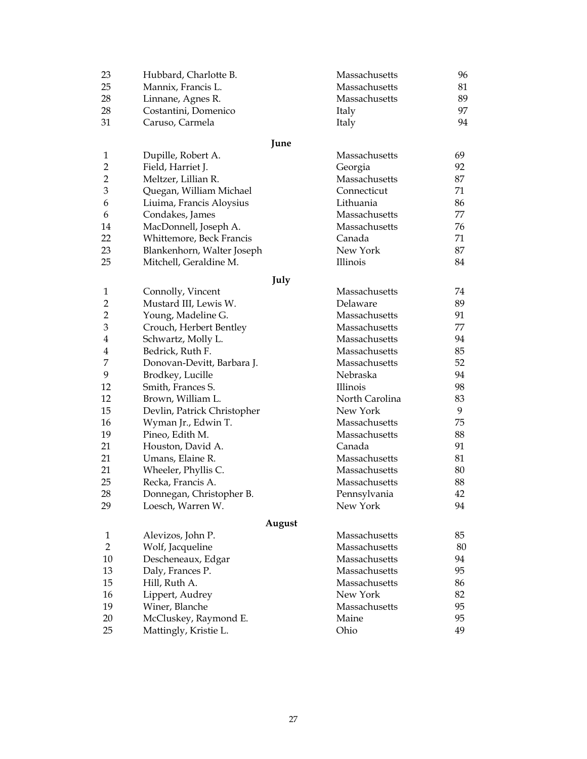| | | | |
|---|---|---|---|
| 23 | Hubbard, Charlotte B. | Massachusetts | 96 |
| 25 | Mannix, Francis L. | Massachusetts | 81 |
| 28 | Linnane, Agnes R. | Massachusetts | 89 |
| 28 | Costantini, Domenico | Italy | 97 |
| 31 | Caruso, Carmela | Italy | 94 |

**June**

| | | | |
|---|---|---|---|
| 1 | Dupille, Robert A. | Massachusetts | 69 |
| 2 | Field, Harriet J. | Georgia | 92 |
| 2 | Meltzer, Lillian R. | Massachusetts | 87 |
| 3 | Quegan, William Michael | Connecticut | 71 |
| 6 | Liuima, Francis Aloysius | Lithuania | 86 |
| 6 | Condakes, James | Massachusetts | 77 |
| 14 | MacDonnell, Joseph A. | Massachusetts | 76 |
| 22 | Whittemore, Beck Francis | Canada | 71 |
| 23 | Blankenhorn, Walter Joseph | New York | 87 |
| 25 | Mitchell, Geraldine M. | Illinois | 84 |

**July**

| | | | |
|---|---|---|---|
| 1 | Connolly, Vincent | Massachusetts | 74 |
| 2 | Mustard III, Lewis W. | Delaware | 89 |
| 2 | Young, Madeline G. | Massachusetts | 91 |
| 3 | Crouch, Herbert Bentley | Massachusetts | 77 |
| 4 | Schwartz, Molly L. | Massachusetts | 94 |
| 4 | Bedrick, Ruth F. | Massachusetts | 85 |
| 7 | Donovan-Devitt, Barbara J. | Massachusetts | 52 |
| 9 | Brodkey, Lucille | Nebraska | 94 |
| 12 | Smith, Frances S. | Illinois | 98 |
| 12 | Brown, William L. | North Carolina | 83 |
| 15 | Devlin, Patrick Christopher | New York | 9 |
| 16 | Wyman Jr., Edwin T. | Massachusetts | 75 |
| 19 | Pineo, Edith M. | Massachusetts | 88 |
| 21 | Houston, David A. | Canada | 91 |
| 21 | Umans, Elaine R. | Massachusetts | 81 |
| 21 | Wheeler, Phyllis C. | Massachusetts | 80 |
| 25 | Recka, Francis A. | Massachusetts | 88 |
| 28 | Donnegan, Christopher B. | Pennsylvania | 42 |
| 29 | Loesch, Warren W. | New York | 94 |

**August**

| | | | |
|---|---|---|---|
| 1 | Alevizos, John P. | Massachusetts | 85 |
| 2 | Wolf, Jacqueline | Massachusetts | 80 |
| 10 | Descheneaux, Edgar | Massachusetts | 94 |
| 13 | Daly, Frances P. | Massachusetts | 95 |
| 15 | Hill, Ruth A. | Massachusetts | 86 |
| 16 | Lippert, Audrey | New York | 82 |
| 19 | Winer, Blanche | Massachusetts | 95 |
| 20 | McCluskey, Raymond E. | Maine | 95 |
| 25 | Mattingly, Kristie L. | Ohio | 49 |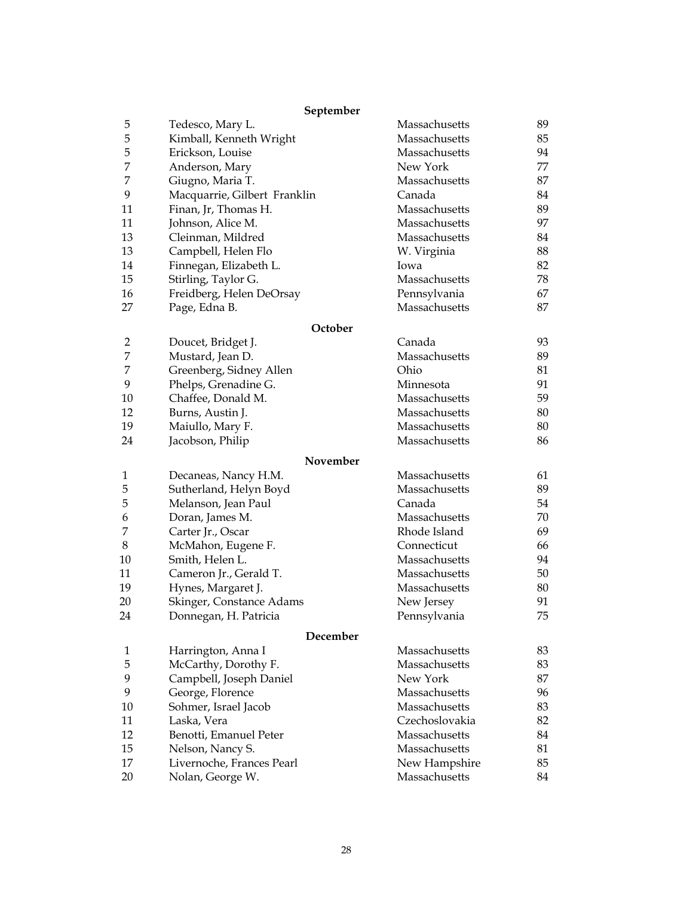**September**

| | | | |
|---|---|---|---|
| 5 | Tedesco, Mary L. | Massachusetts | 89 |
| 5 | Kimball, Kenneth Wright | Massachusetts | 85 |
| 5 | Erickson, Louise | Massachusetts | 94 |
| 7 | Anderson, Mary | New York | 77 |
| 7 | Giugno, Maria T. | Massachusetts | 87 |
| 9 | Macquarrie, Gilbert Franklin | Canada | 84 |
| 11 | Finan, Jr, Thomas H. | Massachusetts | 89 |
| 11 | Johnson, Alice M. | Massachusetts | 97 |
| 13 | Cleinman, Mildred | Massachusetts | 84 |
| 13 | Campbell, Helen Flo | W. Virginia | 88 |
| 14 | Finnegan, Elizabeth L. | Iowa | 82 |
| 15 | Stirling, Taylor G. | Massachusetts | 78 |
| 16 | Freidberg, Helen DeOrsay | Pennsylvania | 67 |
| 27 | Page, Edna B. | Massachusetts | 87 |

**October**

| | | | |
|---|---|---|---|
| 2 | Doucet, Bridget J. | Canada | 93 |
| 7 | Mustard, Jean D. | Massachusetts | 89 |
| 7 | Greenberg, Sidney Allen | Ohio | 81 |
| 9 | Phelps, Grenadine G. | Minnesota | 91 |
| 10 | Chaffee, Donald M. | Massachusetts | 59 |
| 12 | Burns, Austin J. | Massachusetts | 80 |
| 19 | Maiullo, Mary F. | Massachusetts | 80 |
| 24 | Jacobson, Philip | Massachusetts | 86 |

**November**

| | | | |
|---|---|---|---|
| 1 | Decaneas, Nancy H.M. | Massachusetts | 61 |
| 5 | Sutherland, Helyn Boyd | Massachusetts | 89 |
| 5 | Melanson, Jean Paul | Canada | 54 |
| 6 | Doran, James M. | Massachusetts | 70 |
| 7 | Carter Jr., Oscar | Rhode Island | 69 |
| 8 | McMahon, Eugene F. | Connecticut | 66 |
| 10 | Smith, Helen L. | Massachusetts | 94 |
| 11 | Cameron Jr., Gerald T. | Massachusetts | 50 |
| 19 | Hynes, Margaret J. | Massachusetts | 80 |
| 20 | Skinger, Constance Adams | New Jersey | 91 |
| 24 | Donnegan, H. Patricia | Pennsylvania | 75 |

**December**

| | | | |
|---|---|---|---|
| 1 | Harrington, Anna I | Massachusetts | 83 |
| 5 | McCarthy, Dorothy F. | Massachusetts | 83 |
| 9 | Campbell, Joseph Daniel | New York | 87 |
| 9 | George, Florence | Massachusetts | 96 |
| 10 | Sohmer, Israel Jacob | Massachusetts | 83 |
| 11 | Laska, Vera | Czechoslovakia | 82 |
| 12 | Benotti, Emanuel Peter | Massachusetts | 84 |
| 15 | Nelson, Nancy S. | Massachusetts | 81 |
| 17 | Livernoche, Frances Pearl | New Hampshire | 85 |
| 20 | Nolan, George W. | Massachusetts | 84 |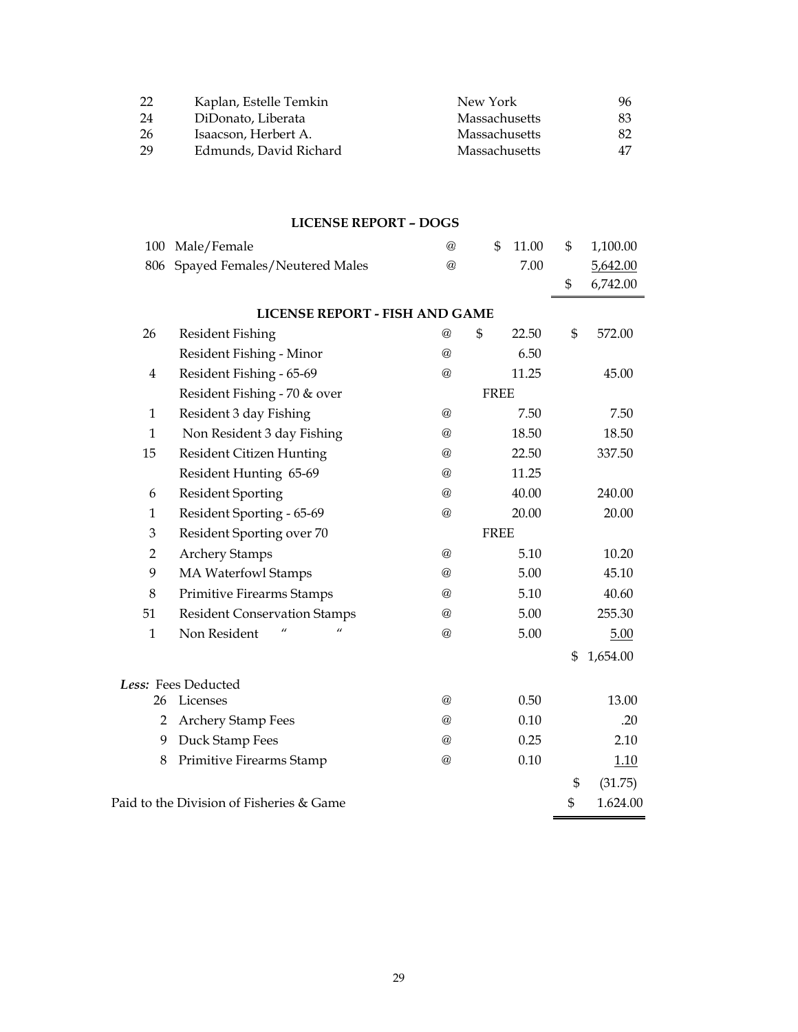| | | | |
|---|---|---|---|
| 22 | Kaplan, Estelle Temkin | New York | 96 |
| 24 | DiDonato, Liberata | Massachusetts | 83 |
| 26 | Isaacson, Herbert A. | Massachusetts | 82 |
| 29 | Edmunds, David Richard | Massachusetts | 47 |

### LICENSE REPORT – DOGS

| | | | | |
|---|---|---|---|---|
| 100 | Male/Female | @ | $ 11.00 | $ 1,100.00 |
| 806 | Spayed Females/Neutered Males | @ | 7.00 | 5,642.00 |
| | | | | $ 6,742.00 |

### LICENSE REPORT - FISH AND GAME

| | | | | |
|---|---|---|---|---|
| 26 | Resident Fishing | @ | $ 22.50 | $ 572.00 |
| | Resident Fishing - Minor | @ | 6.50 | |
| 4 | Resident Fishing - 65-69 | @ | 11.25 | 45.00 |
| | Resident Fishing - 70 & over | | FREE | |
| 1 | Resident 3 day Fishing | @ | 7.50 | 7.50 |
| 1 | Non Resident 3 day Fishing | @ | 18.50 | 18.50 |
| 15 | Resident Citizen Hunting | @ | 22.50 | 337.50 |
| | Resident Hunting 65-69 | @ | 11.25 | |
| 6 | Resident Sporting | @ | 40.00 | 240.00 |
| 1 | Resident Sporting - 65-69 | @ | 20.00 | 20.00 |
| 3 | Resident Sporting over 70 | | FREE | |
| 2 | Archery Stamps | @ | 5.10 | 10.20 |
| 9 | MA Waterfowl Stamps | @ | 5.00 | 45.10 |
| 8 | Primitive Firearms Stamps | @ | 5.10 | 40.60 |
| 51 | Resident Conservation Stamps | @ | 5.00 | 255.30 |
| 1 | Non Resident " " | @ | 5.00 | 5.00 |
| | | | | $ 1,654.00 |
| ***Less:*** Fees Deducted | | | | |
| 26 | Licenses | @ | 0.50 | 13.00 |
| 2 | Archery Stamp Fees | @ | 0.10 | .20 |
| 9 | Duck Stamp Fees | @ | 0.25 | 2.10 |
| 8 | Primitive Firearms Stamp | @ | 0.10 | 1.10 |
| | | | | $ (31.75) |
| Paid to the Division of Fisheries & Game | | | | $ 1.624.00 |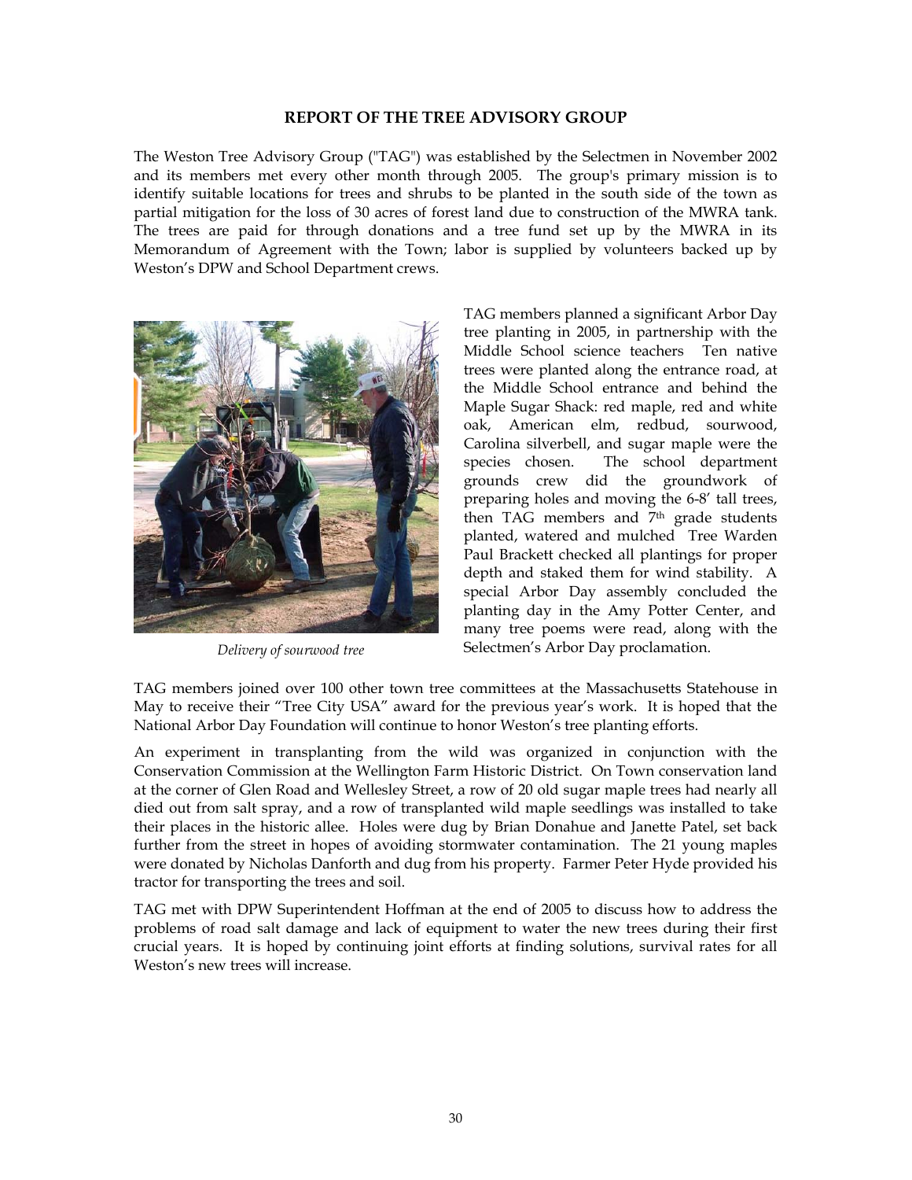## REPORT OF THE TREE ADVISORY GROUP

The Weston Tree Advisory Group ("TAG") was established by the Selectmen in November 2002 and its members met every other month through 2005. The group's primary mission is to identify suitable locations for trees and shrubs to be planted in the south side of the town as partial mitigation for the loss of 30 acres of forest land due to construction of the MWRA tank. The trees are paid for through donations and a tree fund set up by the MWRA in its Memorandum of Agreement with the Town; labor is supplied by volunteers backed up by Weston's DPW and School Department crews.

*Delivery of sourwood tree*

TAG members planned a significant Arbor Day tree planting in 2005, in partnership with the Middle School science teachers Ten native trees were planted along the entrance road, at the Middle School entrance and behind the Maple Sugar Shack: red maple, red and white oak, American elm, redbud, sourwood, Carolina silverbell, and sugar maple were the species chosen. The school department grounds crew did the groundwork of preparing holes and moving the 6-8' tall trees, then TAG members and 7th grade students planted, watered and mulched Tree Warden Paul Brackett checked all plantings for proper depth and staked them for wind stability. A special Arbor Day assembly concluded the planting day in the Amy Potter Center, and many tree poems were read, along with the Selectmen's Arbor Day proclamation.

TAG members joined over 100 other town tree committees at the Massachusetts Statehouse in May to receive their "Tree City USA" award for the previous year's work. It is hoped that the National Arbor Day Foundation will continue to honor Weston's tree planting efforts.

An experiment in transplanting from the wild was organized in conjunction with the Conservation Commission at the Wellington Farm Historic District. On Town conservation land at the corner of Glen Road and Wellesley Street, a row of 20 old sugar maple trees had nearly all died out from salt spray, and a row of transplanted wild maple seedlings was installed to take their places in the historic allee. Holes were dug by Brian Donahue and Janette Patel, set back further from the street in hopes of avoiding stormwater contamination. The 21 young maples were donated by Nicholas Danforth and dug from his property. Farmer Peter Hyde provided his tractor for transporting the trees and soil.

TAG met with DPW Superintendent Hoffman at the end of 2005 to discuss how to address the problems of road salt damage and lack of equipment to water the new trees during their first crucial years. It is hoped by continuing joint efforts at finding solutions, survival rates for all Weston's new trees will increase.